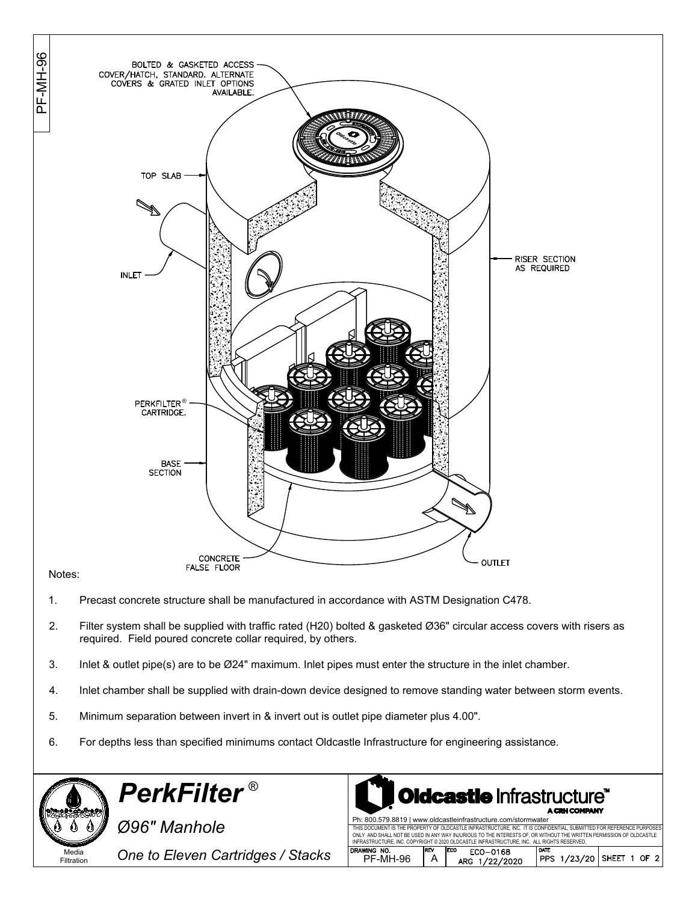PF-MH-96

BOLTED & GASKETED ACCESS COVER/HATCH, STANDARD. ALTERNATE COVERS & GRATED INLET OPTIONS AVAILABLE.

TOP SLAB

INLET

RISER SECTION AS REQUIRED

PERKFILTER® CARTRIDGE.

BASE SECTION

CONCRETE FALSE FLOOR

OUTLET

Notes:

1. Precast concrete structure shall be manufactured in accordance with ASTM Designation C478.
2. Filter system shall be supplied with traffic rated (H20) bolted & gasketed Ø36" circular access covers with risers as required. Field poured concrete collar required, by others.
3. Inlet & outlet pipe(s) are to be Ø24" maximum. Inlet pipes must enter the structure in the inlet chamber.
4. Inlet chamber shall be supplied with drain-down device designed to remove standing water between storm events.
5. Minimum separation between invert in & invert out is outlet pipe diameter plus 4.00".
6. For depths less than specified minimums contact Oldcastle Infrastructure for engineering assistance.

Media Filtration

***PerkFilter®***

*Ø96" Manhole*

*One to Eleven Cartridges / Stacks*

**Oldcastle Infrastructure™** A CRH COMPANY

Ph: 800.579.8819 | www.oldcastleinfrastructure.com/stormwater

THIS DOCUMENT IS THE PROPERTY OF OLDCASTLE INFRASTRUCTURE, INC. IT IS CONFIDENTIAL, SUBMITTED FOR REFERENCE PURPOSES ONLY AND SHALL NOT BE USED IN ANY WAY INJURIOUS TO THE INTERESTS OF, OR WITHOUT THE WRITTEN PERMISSION OF OLDCASTLE INFRASTRUCTURE, INC. COPYRIGHT © 2020 OLDCASTLE INFRASTRUCTURE, INC. ALL RIGHTS RESERVED.

| DRAWING NO. | REV | ECO | DATE | |
|---|---|---|---|---|
| PF-MH-96 | A | ECO-0168 ARG 1/22/2020 | PPS 1/23/20 | SHEET 1 OF 2 |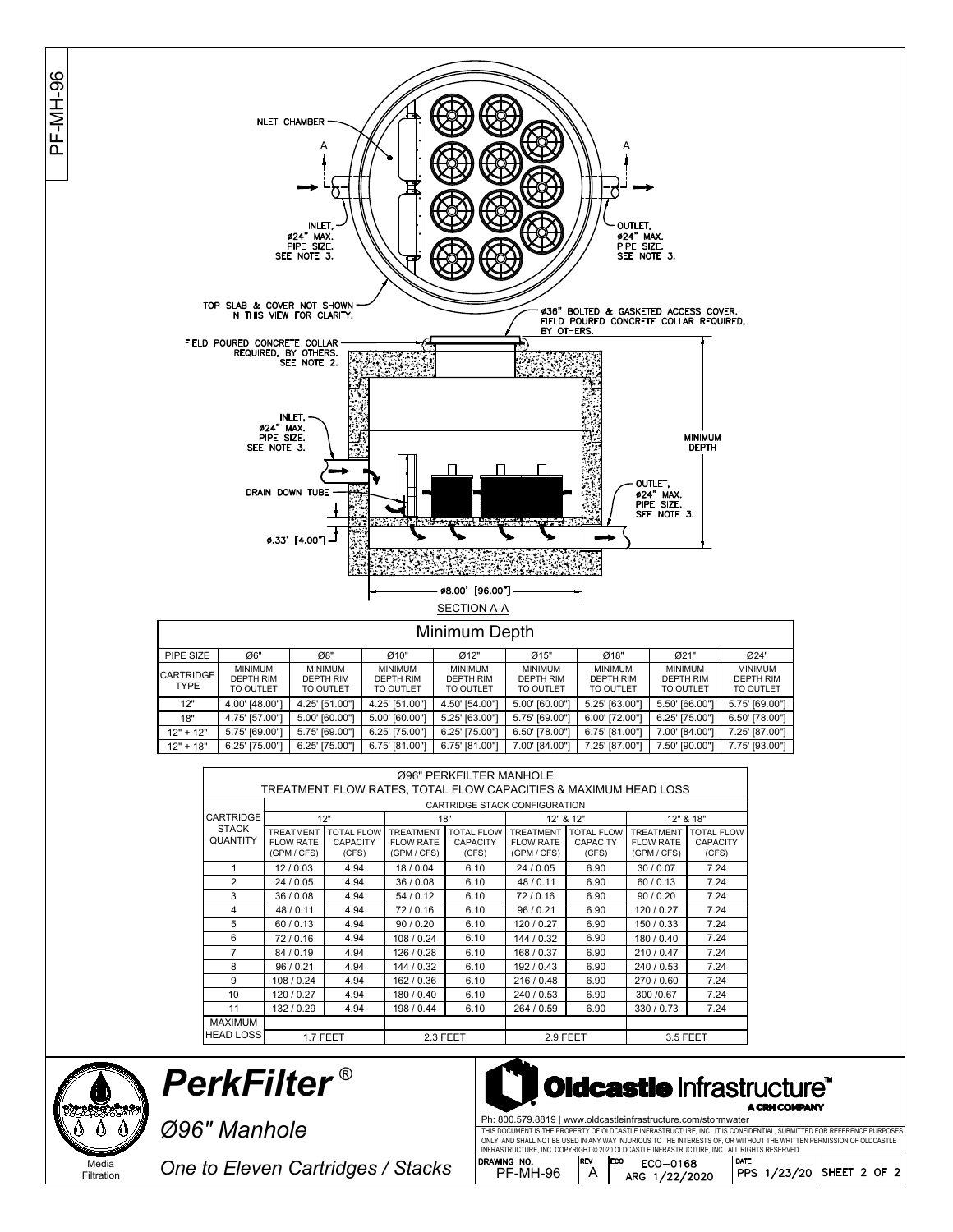INLET CHAMBER

A

A

INLET, ø24" MAX. PIPE SIZE. SEE NOTE 3.

OUTLET, ø24" MAX. PIPE SIZE. SEE NOTE 3.

TOP SLAB & COVER NOT SHOWN IN THIS VIEW FOR CLARITY.

ø36" BOLTED & GASKETED ACCESS COVER. FIELD POURED CONCRETE COLLAR REQUIRED, BY OTHERS.

FIELD POURED CONCRETE COLLAR REQUIRED, BY OTHERS. SEE NOTE 2.

INLET, ø24" MAX. PIPE SIZE. SEE NOTE 3.

MINIMUM DEPTH

DRAIN DOWN TUBE

OUTLET, ø24" MAX. PIPE SIZE. SEE NOTE 3.

ø.33' [4.00"]

ø8.00' [96.00"]

SECTION A-A

| Minimum Depth | | | | | | | | |
|---|---|---|---|---|---|---|---|---|
| PIPE SIZE | Ø6" | Ø8" | Ø10" | Ø12" | Ø15" | Ø18" | Ø21" | Ø24" |
| CARTRIDGE TYPE | MINIMUM DEPTH RIM TO OUTLET | MINIMUM DEPTH RIM TO OUTLET | MINIMUM DEPTH RIM TO OUTLET | MINIMUM DEPTH RIM TO OUTLET | MINIMUM DEPTH RIM TO OUTLET | MINIMUM DEPTH RIM TO OUTLET | MINIMUM DEPTH RIM TO OUTLET | MINIMUM DEPTH RIM TO OUTLET |
| 12" | 4.00' [48.00"] | 4.25' [51.00"] | 4.25' [51.00"] | 4.50' [54.00"] | 5.00' [60.00"] | 5.25' [63.00"] | 5.50' [66.00"] | 5.75' [69.00"] |
| 18" | 4.75' [57.00"] | 5.00' [60.00"] | 5.00' [60.00"] | 5.25' [63.00"] | 5.75' [69.00"] | 6.00' [72.00"] | 6.25' [75.00"] | 6.50' [78.00"] |
| 12" + 12" | 5.75' [69.00"] | 5.75' [69.00"] | 6.25' [75.00"] | 6.25' [75.00"] | 6.50' [78.00"] | 6.75' [81.00"] | 7.00' [84.00"] | 7.25' [87.00"] |
| 12" + 18" | 6.25' [75.00"] | 6.25' [75.00"] | 6.75' [81.00"] | 6.75' [81.00"] | 7.00' [84.00"] | 7.25' [87.00"] | 7.50' [90.00"] | 7.75' [93.00"] |

Ø96" PERKFILTER MANHOLE
TREATMENT FLOW RATES, TOTAL FLOW CAPACITIES & MAXIMUM HEAD LOSS

| CARTRIDGE STACK QUANTITY | CARTRIDGE STACK CONFIGURATION | | | | | | | |
|---|---|---|---|---|---|---|---|---|
| | 12" | | 18" | | 12" & 12" | | 12" & 18" | |
| | TREATMENT FLOW RATE (GPM / CFS) | TOTAL FLOW CAPACITY (CFS) | TREATMENT FLOW RATE (GPM / CFS) | TOTAL FLOW CAPACITY (CFS) | TREATMENT FLOW RATE (GPM / CFS) | TOTAL FLOW CAPACITY (CFS) | TREATMENT FLOW RATE (GPM / CFS) | TOTAL FLOW CAPACITY (CFS) |
| 1 | 12 / 0.03 | 4.94 | 18 / 0.04 | 6.10 | 24 / 0.05 | 6.90 | 30 / 0.07 | 7.24 |
| 2 | 24 / 0.05 | 4.94 | 36 / 0.08 | 6.10 | 48 / 0.11 | 6.90 | 60 / 0.13 | 7.24 |
| 3 | 36 / 0.08 | 4.94 | 54 / 0.12 | 6.10 | 72 / 0.16 | 6.90 | 90 / 0.20 | 7.24 |
| 4 | 48 / 0.11 | 4.94 | 72 / 0.16 | 6.10 | 96 / 0.21 | 6.90 | 120 / 0.27 | 7.24 |
| 5 | 60 / 0.13 | 4.94 | 90 / 0.20 | 6.10 | 120 / 0.27 | 6.90 | 150 / 0.33 | 7.24 |
| 6 | 72 / 0.16 | 4.94 | 108 / 0.24 | 6.10 | 144 / 0.32 | 6.90 | 180 / 0.40 | 7.24 |
| 7 | 84 / 0.19 | 4.94 | 126 / 0.28 | 6.10 | 168 / 0.37 | 6.90 | 210 / 0.47 | 7.24 |
| 8 | 96 / 0.21 | 4.94 | 144 / 0.32 | 6.10 | 192 / 0.43 | 6.90 | 240 / 0.53 | 7.24 |
| 9 | 108 / 0.24 | 4.94 | 162 / 0.36 | 6.10 | 216 / 0.48 | 6.90 | 270 / 0.60 | 7.24 |
| 10 | 120 / 0.27 | 4.94 | 180 / 0.40 | 6.10 | 240 / 0.53 | 6.90 | 300 /0.67 | 7.24 |
| 11 | 132 / 0.29 | 4.94 | 198 / 0.44 | 6.10 | 264 / 0.59 | 6.90 | 330 / 0.73 | 7.24 |
| MAXIMUM HEAD LOSS | 1.7 FEET | | 2.3 FEET | | 2.9 FEET | | 3.5 FEET | |

Media Filtration

# *PerkFilter®*

*Ø96" Manhole*

*One to Eleven Cartridges / Stacks*

**Oldcastle Infrastructure™** A CRH COMPANY

Ph: 800.579.8819 | www.oldcastleinfrastructure.com/stormwater

THIS DOCUMENT IS THE PROPERTY OF OLDCASTLE INFRASTRUCTURE, INC. IT IS CONFIDENTIAL, SUBMITTED FOR REFERENCE PURPOSES ONLY AND SHALL NOT BE USED IN ANY WAY INJURIOUS TO THE INTERESTS OF, OR WITHOUT THE WRITTEN PERMISSION OF OLDCASTLE INFRASTRUCTURE, INC. COPYRIGHT © 2020 OLDCASTLE INFRASTRUCTURE, INC. ALL RIGHTS RESERVED.

| DRAWING NO. | REV | ECO | DATE | |
|---|---|---|---|---|
| PF-MH-96 | A | ECO-0168 ARG 1/22/2020 | PPS 1/23/20 | SHEET 2 OF 2 |